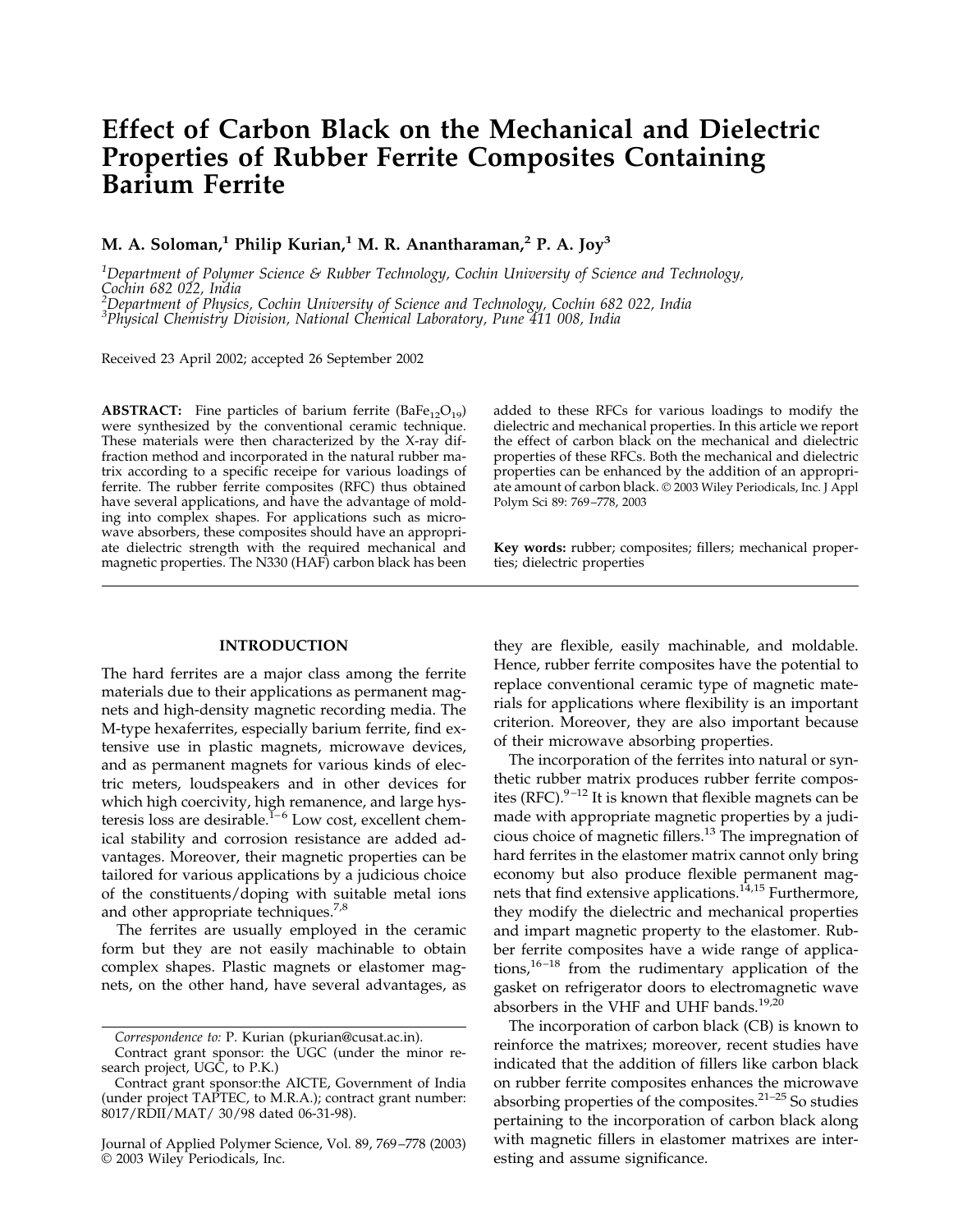# Effect of Carbon Black on the Mechanical and Dielectric Properties of Rubber Ferrite Composites Containing Barium Ferrite

**M. A. Soloman,[1] Philip Kurian,[1] M. R. Anantharaman,[2] P. A. Joy[3]**

[1]*Department of Polymer Science & Rubber Technology, Cochin University of Science and Technology, Cochin 682 022, India*
[2]*Department of Physics, Cochin University of Science and Technology, Cochin 682 022, India*
[3]*Physical Chemistry Division, National Chemical Laboratory, Pune 411 008, India*

Received 23 April 2002; accepted 26 September 2002

**ABSTRACT:** Fine particles of barium ferrite ($BaFe_{12}O_{19}$) were synthesized by the conventional ceramic technique. These materials were then characterized by the X-ray diffraction method and incorporated in the natural rubber matrix according to a specific receipe for various loadings of ferrite. The rubber ferrite composites (RFC) thus obtained have several applications, and have the advantage of molding into complex shapes. For applications such as microwave absorbers, these composites should have an appropriate dielectric strength with the required mechanical and magnetic properties. The N330 (HAF) carbon black has been added to these RFCs for various loadings to modify the dielectric and mechanical properties. In this article we report the effect of carbon black on the mechanical and dielectric properties of these RFCs. Both the mechanical and dielectric properties can be enhanced by the addition of an appropriate amount of carbon black. © 2003 Wiley Periodicals, Inc. J Appl Polym Sci 89: 769–778, 2003

**Key words:** rubber; composites; fillers; mechanical properties; dielectric properties

## INTRODUCTION

The hard ferrites are a major class among the ferrite materials due to their applications as permanent magnets and high-density magnetic recording media. The M-type hexaferrites, especially barium ferrite, find extensive use in plastic magnets, microwave devices, and as permanent magnets for various kinds of electric meters, loudspeakers and in other devices for which high coercivity, high remanence, and large hysteresis loss are desirable.[1–6] Low cost, excellent chemical stability and corrosion resistance are added advantages. Moreover, their magnetic properties can be tailored for various applications by a judicious choice of the constituents/doping with suitable metal ions and other appropriate techniques.[7,8]

The ferrites are usually employed in the ceramic form but they are not easily machinable to obtain complex shapes. Plastic magnets or elastomer magnets, on the other hand, have several advantages, as they are flexible, easily machinable, and moldable. Hence, rubber ferrite composites have the potential to replace conventional ceramic type of magnetic materials for applications where flexibility is an important criterion. Moreover, they are also important because of their microwave absorbing properties.

The incorporation of the ferrites into natural or synthetic rubber matrix produces rubber ferrite composites (RFC).[9–12] It is known that flexible magnets can be made with appropriate magnetic properties by a judicious choice of magnetic fillers.[13] The impregnation of hard ferrites in the elastomer matrix cannot only bring economy but also produce flexible permanent magnets that find extensive applications.[14,15] Furthermore, they modify the dielectric and mechanical properties and impart magnetic property to the elastomer. Rubber ferrite composites have a wide range of applications,[16–18] from the rudimentary application of the gasket on refrigerator doors to electromagnetic wave absorbers in the VHF and UHF bands.[19,20]

The incorporation of carbon black (CB) is known to reinforce the matrixes; moreover, recent studies have indicated that the addition of fillers like carbon black on rubber ferrite composites enhances the microwave absorbing properties of the composites.[21–25] So studies pertaining to the incorporation of carbon black along with magnetic fillers in elastomer matrixes are interesting and assume significance.

*Correspondence to:* P. Kurian (pkurian@cusat.ac.in).

Contract grant sponsor: the UGC (under the minor research project, UGC, to P.K.)

Contract grant sponsor:the AICTE, Government of India (under project TAPTEC, to M.R.A.); contract grant number: 8017/RDII/MAT/ 30/98 dated 06-31-98).

Journal of Applied Polymer Science, Vol. 89, 769–778 (2003)
© 2003 Wiley Periodicals, Inc.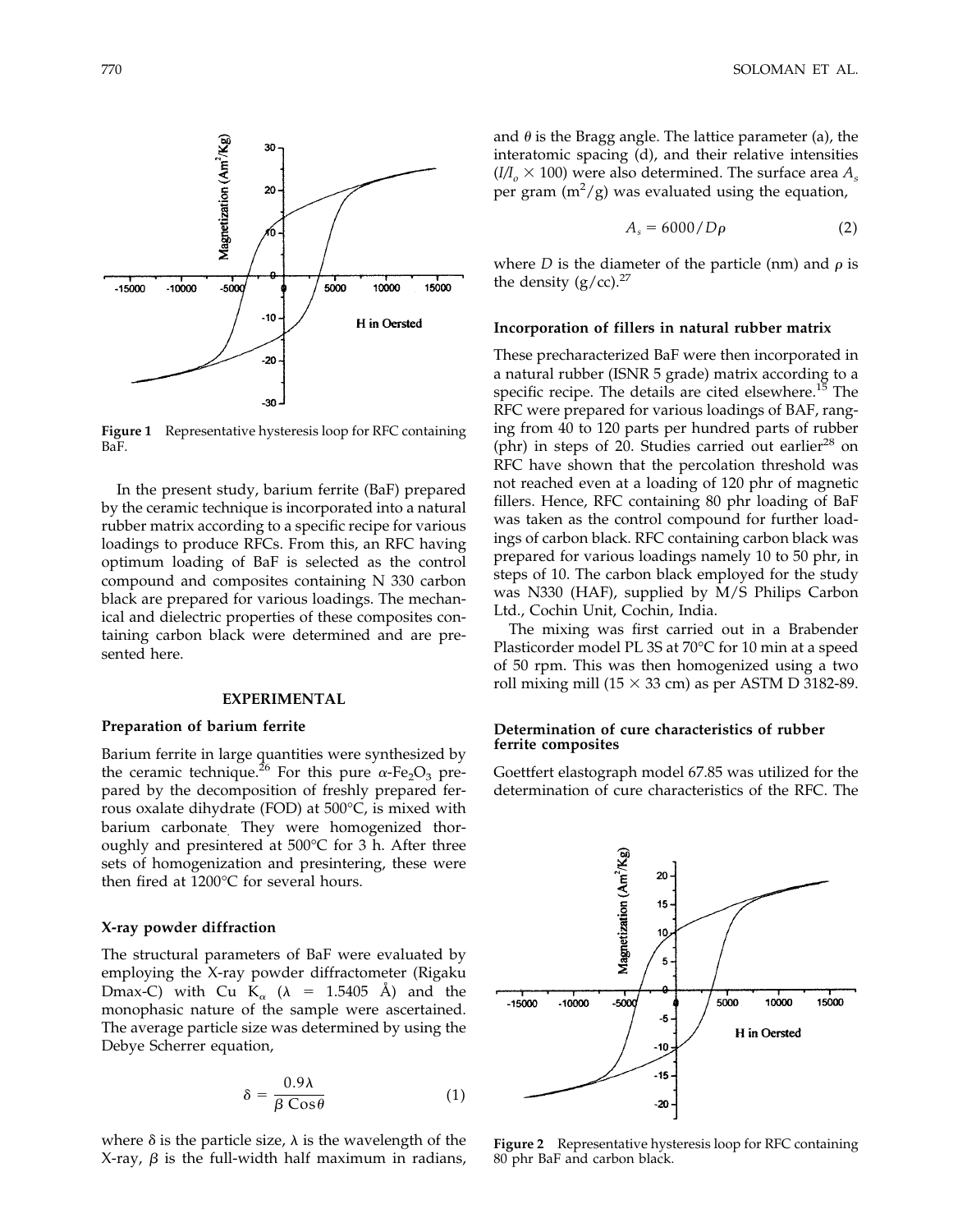Figure 1 Representative hysteresis loop for RFC containing BaF.

In the present study, barium ferrite (BaF) prepared by the ceramic technique is incorporated into a natural rubber matrix according to a specific recipe for various loadings to produce RFCs. From this, an RFC having optimum loading of BaF is selected as the control compound and composites containing N 330 carbon black are prepared for various loadings. The mechanical and dielectric properties of these composites containing carbon black were determined and are presented here.

## EXPERIMENTAL

### Preparation of barium ferrite

Barium ferrite in large quantities were synthesized by the ceramic technique.[26] For this pure $\alpha$-$Fe_2O_3$ prepared by the decomposition of freshly prepared ferrous oxalate dihydrate (FOD) at 500°C, is mixed with barium carbonate. They were homogenized thoroughly and presintered at 500°C for 3 h. After three sets of homogenization and presintering, these were then fired at 1200°C for several hours.

### X-ray powder diffraction

The structural parameters of BaF were evaluated by employing the X-ray powder diffractometer (Rigaku Dmax-C) with Cu $K_\alpha$ ($\lambda$ = 1.5405 Å) and the monophasic nature of the sample were ascertained. The average particle size was determined by using the Debye Scherrer equation,

$$\delta = \frac{0.9\lambda}{\beta \operatorname{Cos}\theta} \tag{1}$$

where $\delta$ is the particle size, $\lambda$ is the wavelength of the X-ray, $\beta$ is the full-width half maximum in radians, and $\theta$ is the Bragg angle. The lattice parameter (a), the interatomic spacing (d), and their relative intensities ($I/I_o \times 100$) were also determined. The surface area $A_s$ per gram ($m^2/g$) was evaluated using the equation,

$$A_s = 6000/D\rho \tag{2}$$

where $D$ is the diameter of the particle (nm) and $\rho$ is the density (g/cc).[27]

### Incorporation of fillers in natural rubber matrix

These precharacterized BaF were then incorporated in a natural rubber (ISNR 5 grade) matrix according to a specific recipe. The details are cited elsewhere.[15] The RFC were prepared for various loadings of BAF, ranging from 40 to 120 parts per hundred parts of rubber (phr) in steps of 20. Studies carried out earlier[28] on RFC have shown that the percolation threshold was not reached even at a loading of 120 phr of magnetic fillers. Hence, RFC containing 80 phr loading of BaF was taken as the control compound for further loadings of carbon black. RFC containing carbon black was prepared for various loadings namely 10 to 50 phr, in steps of 10. The carbon black employed for the study was N330 (HAF), supplied by M/S Philips Carbon Ltd., Cochin Unit, Cochin, India.

The mixing was first carried out in a Brabender Plasticorder model PL 3S at 70°C for 10 min at a speed of 50 rpm. This was then homogenized using a two roll mixing mill (15 × 33 cm) as per ASTM D 3182-89.

### Determination of cure characteristics of rubber ferrite composites

Goettfert elastograph model 67.85 was utilized for the determination of cure characteristics of the RFC. The

Figure 2 Representative hysteresis loop for RFC containing 80 phr BaF and carbon black.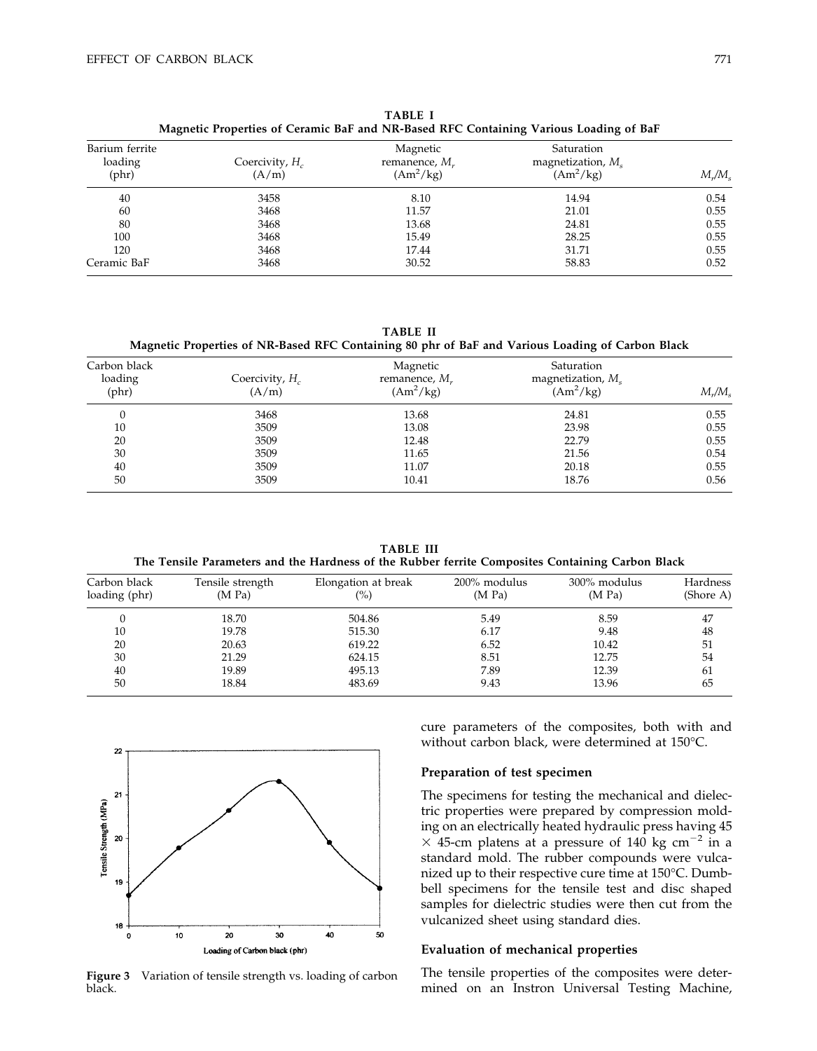**TABLE I**
**Magnetic Properties of Ceramic BaF and NR-Based RFC Containing Various Loading of BaF**

| Barium ferrite loading (phr) | Coercivity, $H_c$ (A/m) | Magnetic remanence, $M_r$ ($Am^2/kg$) | Saturation magnetization, $M_s$ ($Am^2/kg$) | $M_r/M_s$ |
|---|---|---|---|---|
| 40 | 3458 | 8.10 | 14.94 | 0.54 |
| 60 | 3468 | 11.57 | 21.01 | 0.55 |
| 80 | 3468 | 13.68 | 24.81 | 0.55 |
| 100 | 3468 | 15.49 | 28.25 | 0.55 |
| 120 | 3468 | 17.44 | 31.71 | 0.55 |
| Ceramic BaF | 3468 | 30.52 | 58.83 | 0.52 |

**TABLE II**
**Magnetic Properties of NR-Based RFC Containing 80 phr of BaF and Various Loading of Carbon Black**

| Carbon black loading (phr) | Coercivity, $H_c$ (A/m) | Magnetic remanence, $M_r$ ($Am^2/kg$) | Saturation magnetization, $M_s$ ($Am^2/kg$) | $M_r/M_s$ |
|---|---|---|---|---|
| 0 | 3468 | 13.68 | 24.81 | 0.55 |
| 10 | 3509 | 13.08 | 23.98 | 0.55 |
| 20 | 3509 | 12.48 | 22.79 | 0.55 |
| 30 | 3509 | 11.65 | 21.56 | 0.54 |
| 40 | 3509 | 11.07 | 20.18 | 0.55 |
| 50 | 3509 | 10.41 | 18.76 | 0.56 |

**TABLE III**
**The Tensile Parameters and the Hardness of the Rubber ferrite Composites Containing Carbon Black**

| Carbon black loading (phr) | Tensile strength (M Pa) | Elongation at break (%) | 200% modulus (M Pa) | 300% modulus (M Pa) | Hardness (Shore A) |
|---|---|---|---|---|---|
| 0 | 18.70 | 504.86 | 5.49 | 8.59 | 47 |
| 10 | 19.78 | 515.30 | 6.17 | 9.48 | 48 |
| 20 | 20.63 | 619.22 | 6.52 | 10.42 | 51 |
| 30 | 21.29 | 624.15 | 8.51 | 12.75 | 54 |
| 40 | 19.89 | 495.13 | 7.89 | 12.39 | 61 |
| 50 | 18.84 | 483.69 | 9.43 | 13.96 | 65 |

**Figure 3** Variation of tensile strength vs. loading of carbon black.

cure parameters of the composites, both with and without carbon black, were determined at 150°C.

### Preparation of test specimen

The specimens for testing the mechanical and dielectric properties were prepared by compression molding on an electrically heated hydraulic press having 45 × 45-cm platens at a pressure of 140 kg $cm^{-2}$ in a standard mold. The rubber compounds were vulcanized up to their respective cure time at 150°C. Dumbbell specimens for the tensile test and disc shaped samples for dielectric studies were then cut from the vulcanized sheet using standard dies.

### Evaluation of mechanical properties

The tensile properties of the composites were determined on an Instron Universal Testing Machine,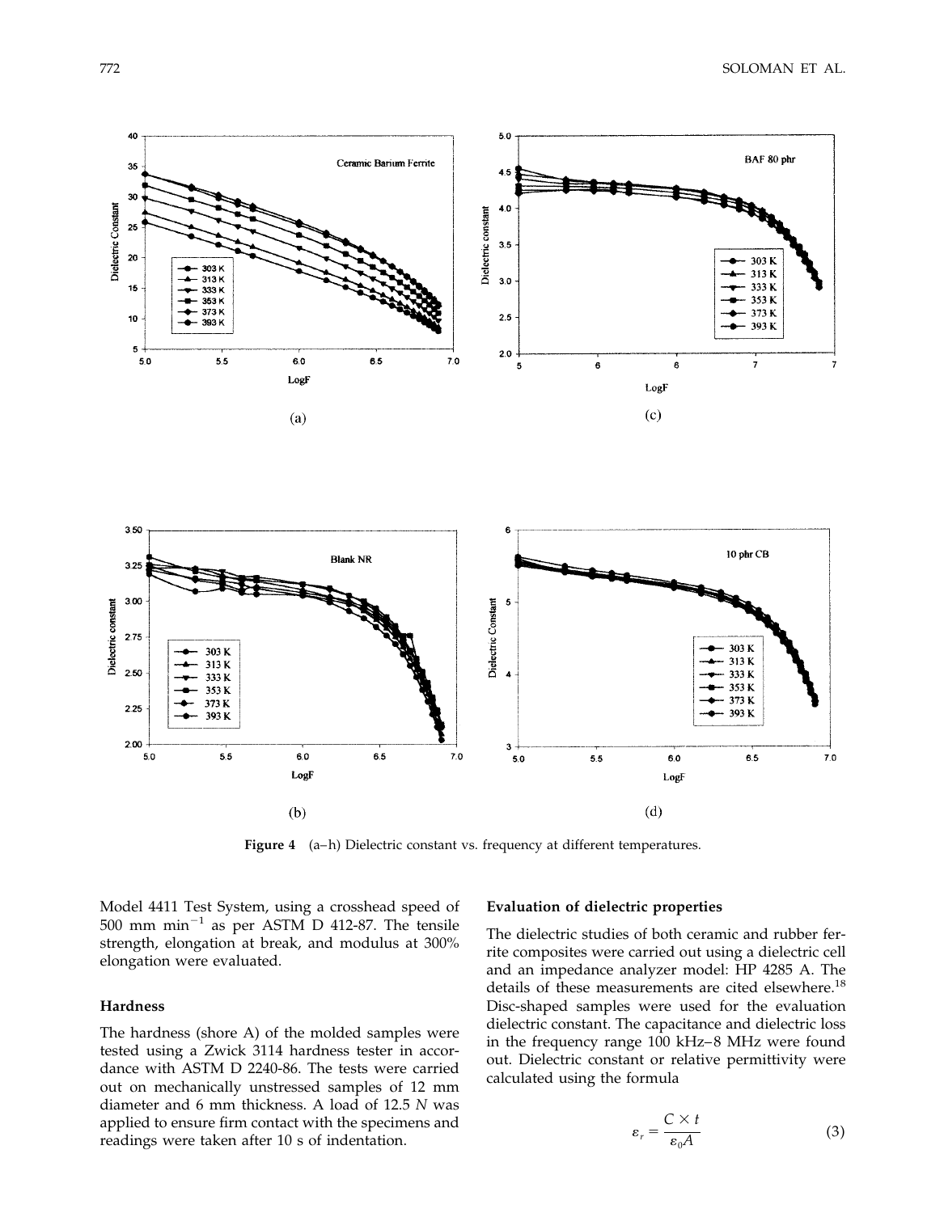Figure 4 (a–h) Dielectric constant vs. frequency at different temperatures.

Model 4411 Test System, using a crosshead speed of 500 mm $min^{-1}$ as per ASTM D 412-87. The tensile strength, elongation at break, and modulus at 300% elongation were evaluated.

### Hardness

The hardness (shore A) of the molded samples were tested using a Zwick 3114 hardness tester in accordance with ASTM D 2240-86. The tests were carried out on mechanically unstressed samples of 12 mm diameter and 6 mm thickness. A load of 12.5 *N* was applied to ensure firm contact with the specimens and readings were taken after 10 s of indentation.

### Evaluation of dielectric properties

The dielectric studies of both ceramic and rubber ferrite composites were carried out using a dielectric cell and an impedance analyzer model: HP 4285 A. The details of these measurements are cited elsewhere.[18] Disc-shaped samples were used for the evaluation dielectric constant. The capacitance and dielectric loss in the frequency range 100 kHz–8 MHz were found out. Dielectric constant or relative permittivity were calculated using the formula

$$\varepsilon_r = \frac{C \times t}{\varepsilon_0 A} \tag{3}$$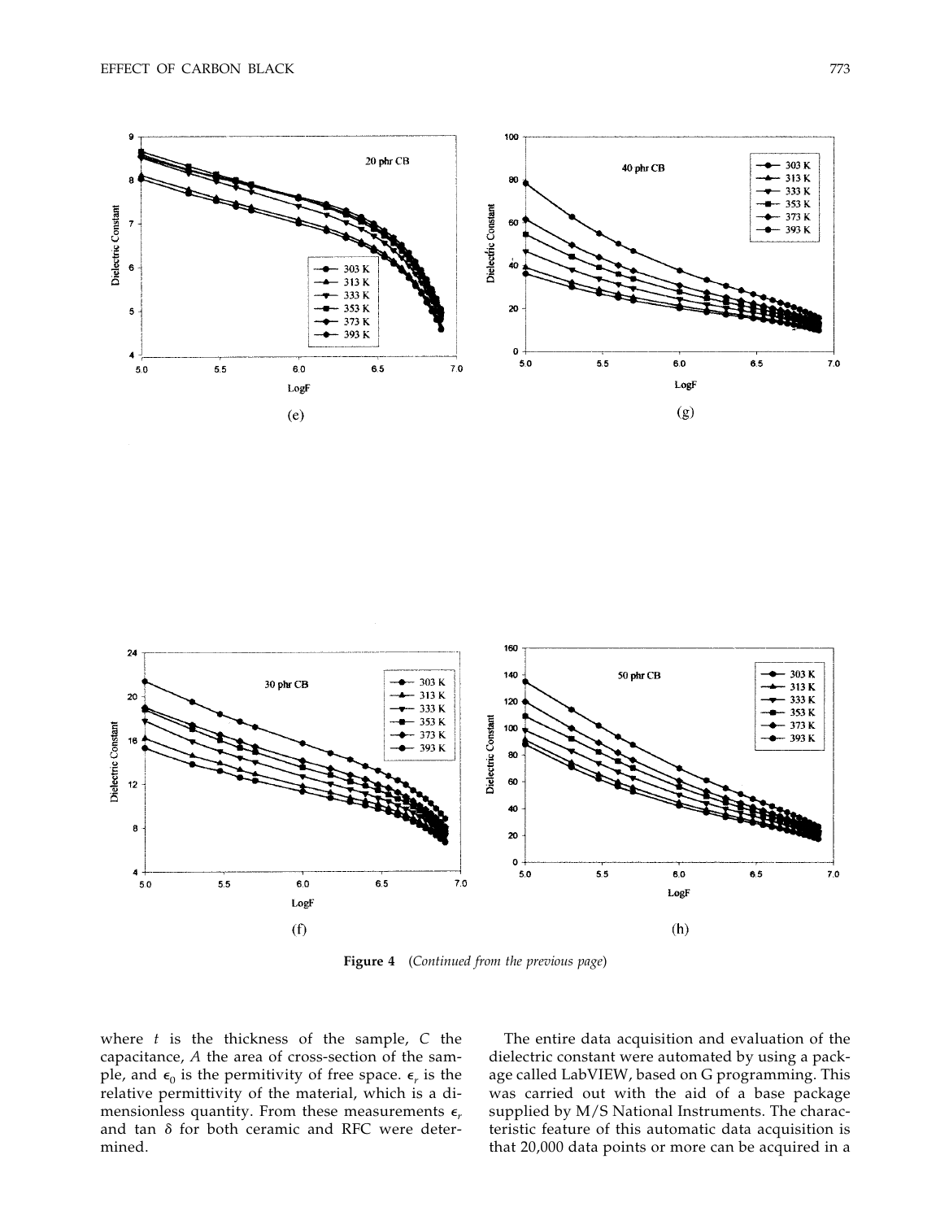Figure 4 (*Continued from the previous page*)

where $t$ is the thickness of the sample, $C$ the capacitance, $A$ the area of cross-section of the sample, and $\epsilon_0$ is the permitivity of free space. $\epsilon_r$ is the relative permittivity of the material, which is a dimensionless quantity. From these measurements $\epsilon_r$ and tan $\delta$ for both ceramic and RFC were determined.

The entire data acquisition and evaluation of the dielectric constant were automated by using a package called LabVIEW, based on G programming. This was carried out with the aid of a base package supplied by M/S National Instruments. The characteristic feature of this automatic data acquisition is that 20,000 data points or more can be acquired in a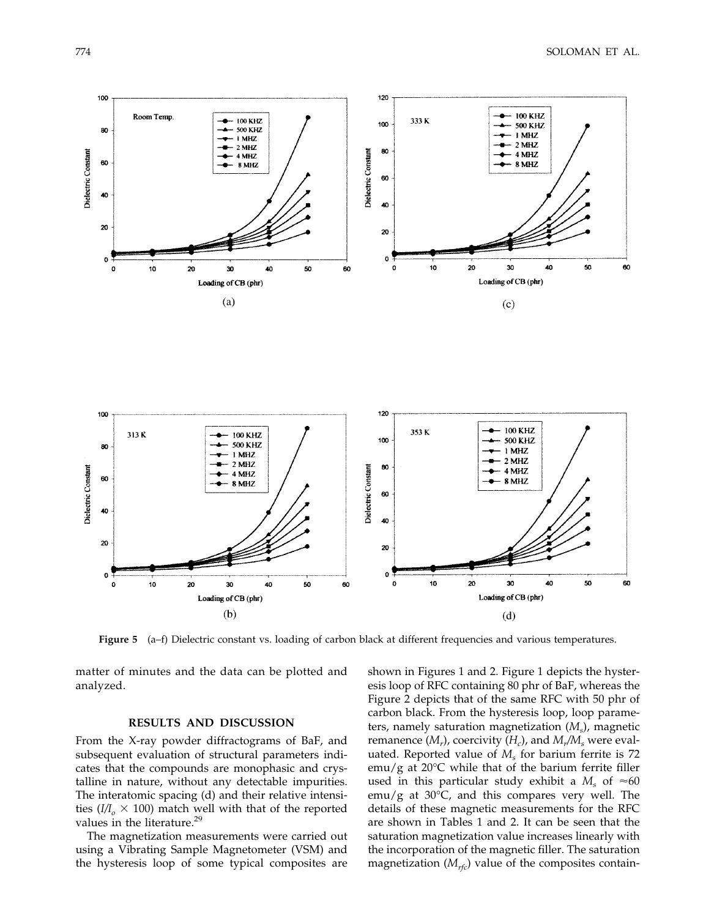Figure 5 (a–f) Dielectric constant vs. loading of carbon black at different frequencies and various temperatures.

matter of minutes and the data can be plotted and analyzed.

## RESULTS AND DISCUSSION

From the X-ray powder diffractograms of BaF, and subsequent evaluation of structural parameters indicates that the compounds are monophasic and crystalline in nature, without any detectable impurities. The interatomic spacing (d) and their relative intensities ($I/I_o \times 100$) match well with that of the reported values in the literature.[29]

The magnetization measurements were carried out using a Vibrating Sample Magnetometer (VSM) and the hysteresis loop of some typical composites are shown in Figures 1 and 2. Figure 1 depicts the hysteresis loop of RFC containing 80 phr of BaF, whereas the Figure 2 depicts that of the same RFC with 50 phr of carbon black. From the hysteresis loop, loop parameters, namely saturation magnetization ($M_s$), magnetic remanence ($M_r$), coercivity ($H_c$), and $M_r/M_s$ were evaluated. Reported value of $M_s$ for barium ferrite is 72 emu/g at 20°C while that of the barium ferrite filler used in this particular study exhibit a $M_s$ of $\approx$60 emu/g at 30°C, and this compares very well. The details of these magnetic measurements for the RFC are shown in Tables 1 and 2. It can be seen that the saturation magnetization value increases linearly with the incorporation of the magnetic filler. The saturation magnetization ($M_{rfc}$) value of the composites contain-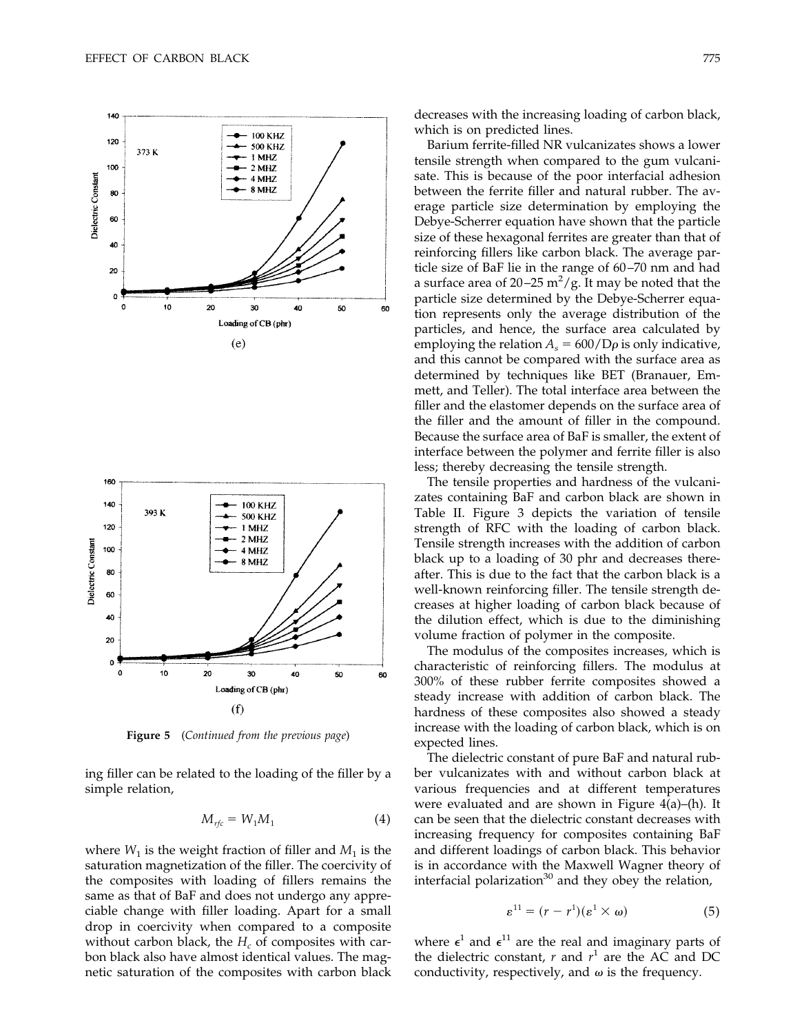(e)

(f)

**Figure 5** (*Continued from the previous page*)

ing filler can be related to the loading of the filler by a simple relation,

$$M_{rfc} = W_1 M_1 \quad (4)$$

where $W_1$ is the weight fraction of filler and $M_1$ is the saturation magnetization of the filler. The coercivity of the composites with loading of fillers remains the same as that of BaF and does not undergo any appreciable change with filler loading. Apart for a small drop in coercivity when compared to a composite without carbon black, the $H_c$ of composites with carbon black also have almost identical values. The magnetic saturation of the composites with carbon black decreases with the increasing loading of carbon black, which is on predicted lines.

Barium ferrite-filled NR vulcanizates shows a lower tensile strength when compared to the gum vulcanisate. This is because of the poor interfacial adhesion between the ferrite filler and natural rubber. The average particle size determination by employing the Debye-Scherrer equation have shown that the particle size of these hexagonal ferrites are greater than that of reinforcing fillers like carbon black. The average particle size of BaF lie in the range of 60–70 nm and had a surface area of 20–25 $m^2/g$. It may be noted that the particle size determined by the Debye-Scherrer equation represents only the average distribution of the particles, and hence, the surface area calculated by employing the relation $A_s = 600/D\rho$ is only indicative, and this cannot be compared with the surface area as determined by techniques like BET (Branauer, Emmett, and Teller). The total interface area between the filler and the elastomer depends on the surface area of the filler and the amount of filler in the compound. Because the surface area of BaF is smaller, the extent of interface between the polymer and ferrite filler is also less; thereby decreasing the tensile strength.

The tensile properties and hardness of the vulcanizates containing BaF and carbon black are shown in Table II. Figure 3 depicts the variation of tensile strength of RFC with the loading of carbon black. Tensile strength increases with the addition of carbon black up to a loading of 30 phr and decreases thereafter. This is due to the fact that the carbon black is a well-known reinforcing filler. The tensile strength decreases at higher loading of carbon black because of the dilution effect, which is due to the diminishing volume fraction of polymer in the composite.

The modulus of the composites increases, which is characteristic of reinforcing fillers. The modulus at 300% of these rubber ferrite composites showed a steady increase with addition of carbon black. The hardness of these composites also showed a steady increase with the loading of carbon black, which is on expected lines.

The dielectric constant of pure BaF and natural rubber vulcanizates with and without carbon black at various frequencies and at different temperatures were evaluated and are shown in Figure 4(a)–(h). It can be seen that the dielectric constant decreases with increasing frequency for composites containing BaF and different loadings of carbon black. This behavior is in accordance with the Maxwell Wagner theory of interfacial polarization[30] and they obey the relation,

$$\varepsilon^{11} = (r - r^1)(\varepsilon^1 \times \omega) \quad (5)$$

where $\epsilon^1$ and $\epsilon^{11}$ are the real and imaginary parts of the dielectric constant, $r$ and $r^1$ are the AC and DC conductivity, respectively, and $\omega$ is the frequency.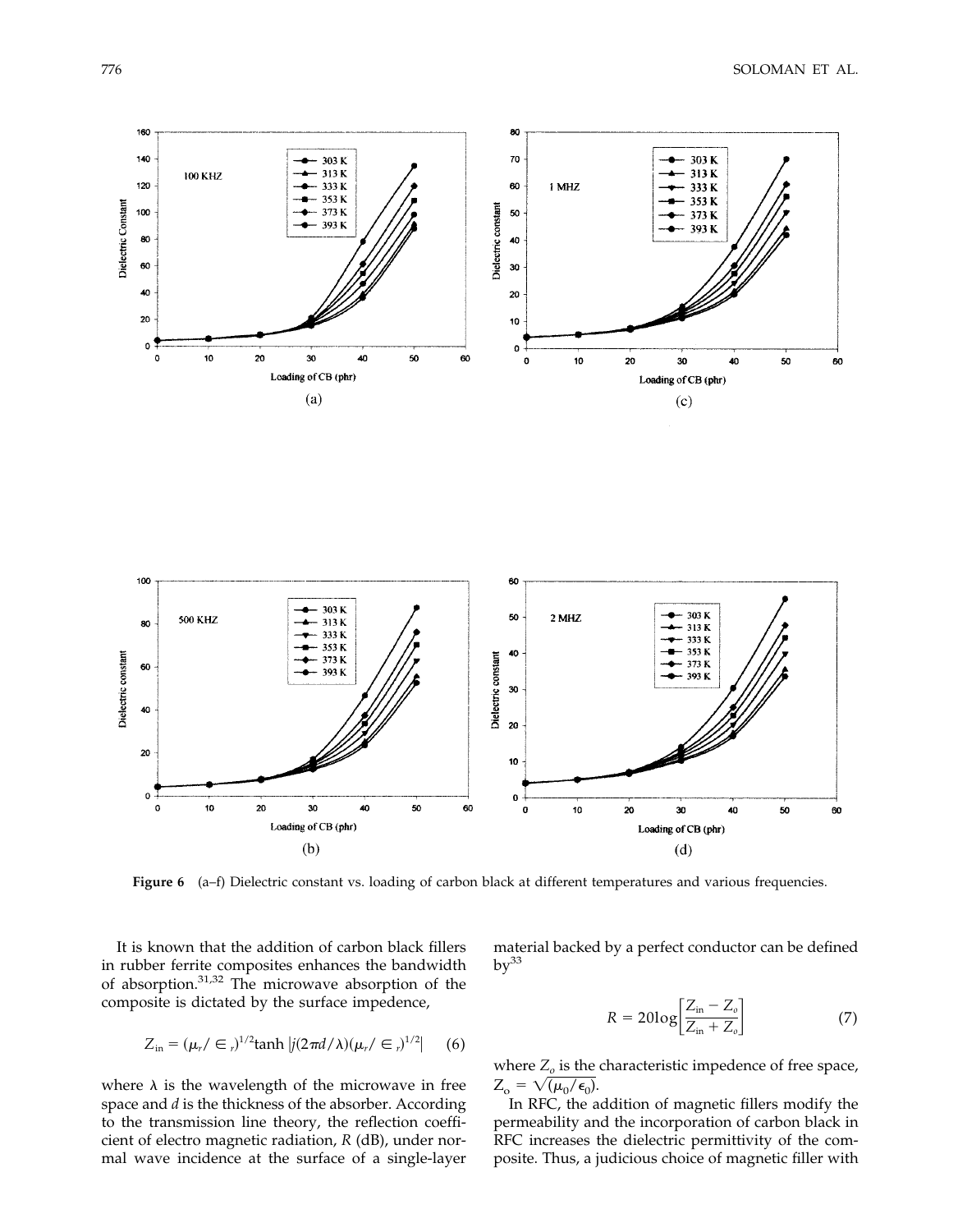Figure 6 (a–f) Dielectric constant vs. loading of carbon black at different temperatures and various frequencies.

It is known that the addition of carbon black fillers in rubber ferrite composites enhances the bandwidth of absorption.[31,32] The microwave absorption of the composite is dictated by the surface impedence,

$$Z_{\text{in}} = (\mu_r / \in_r)^{1/2} \tanh |j(2\pi d/\lambda)(\mu_r / \in_r)^{1/2}| \quad (6)$$

where $\lambda$ is the wavelength of the microwave in free space and $d$ is the thickness of the absorber. According to the transmission line theory, the reflection coefficient of electro magnetic radiation, $R$ (dB), under normal wave incidence at the surface of a single-layer material backed by a perfect conductor can be defined by[33]

$$R = 20\log\left[\frac{Z_{\text{in}} - Z_o}{Z_{\text{in}} + Z_o}\right] \quad (7)$$

where $Z_o$ is the characteristic impedence of free space, $Z_o = \sqrt{(\mu_0/\epsilon_0)}$.

In RFC, the addition of magnetic fillers modify the permeability and the incorporation of carbon black in RFC increases the dielectric permittivity of the composite. Thus, a judicious choice of magnetic filler with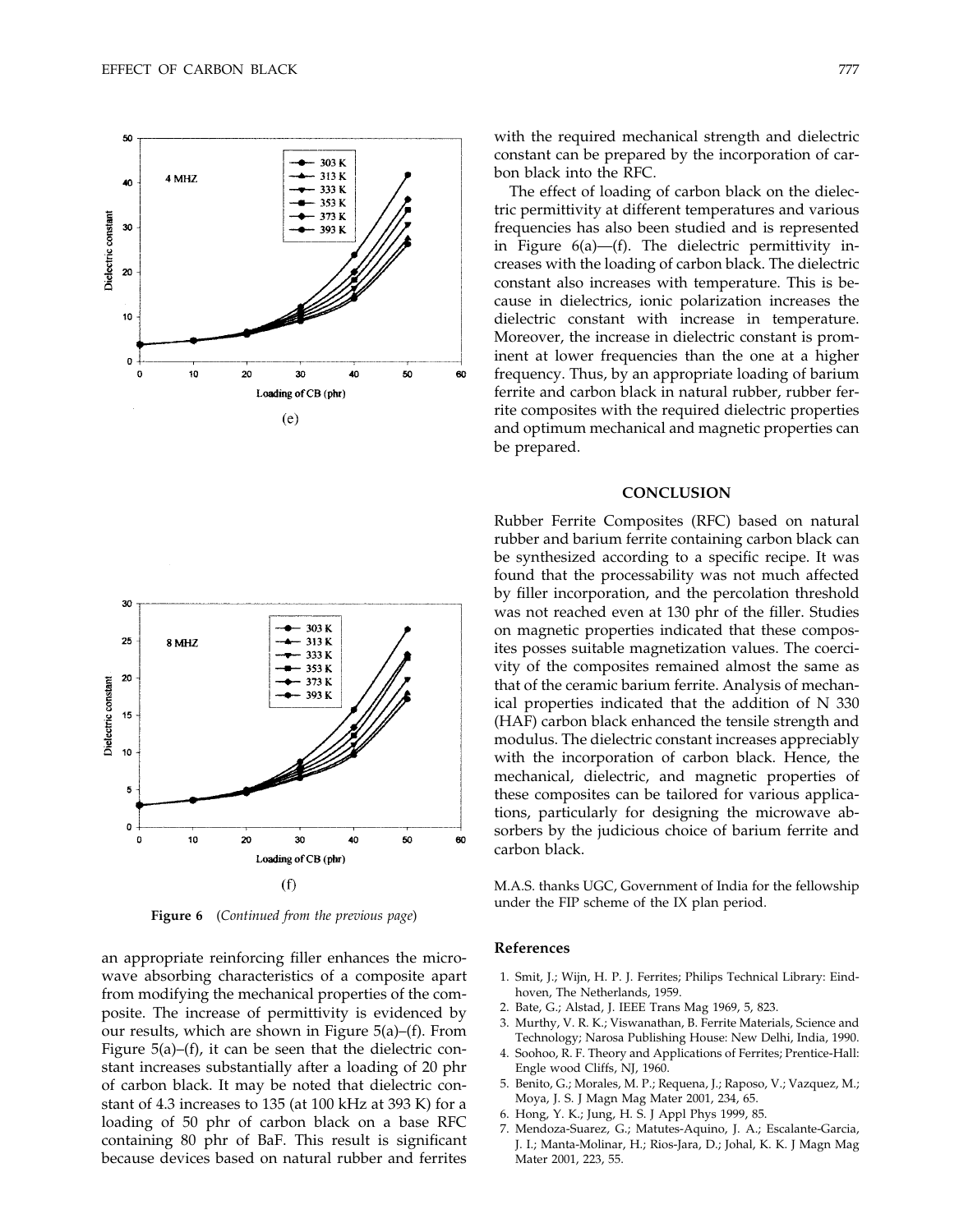(e)

(f)

**Figure 6** (*Continued from the previous page*)

an appropriate reinforcing filler enhances the microwave absorbing characteristics of a composite apart from modifying the mechanical properties of the composite. The increase of permittivity is evidenced by our results, which are shown in Figure 5(a)–(f). From Figure 5(a)–(f), it can be seen that the dielectric constant increases substantially after a loading of 20 phr of carbon black. It may be noted that dielectric constant of 4.3 increases to 135 (at 100 kHz at 393 K) for a loading of 50 phr of carbon black on a base RFC containing 80 phr of BaF. This result is significant because devices based on natural rubber and ferrites with the required mechanical strength and dielectric constant can be prepared by the incorporation of carbon black into the RFC.

The effect of loading of carbon black on the dielectric permittivity at different temperatures and various frequencies has also been studied and is represented in Figure 6(a)—(f). The dielectric permittivity increases with the loading of carbon black. The dielectric constant also increases with temperature. This is because in dielectrics, ionic polarization increases the dielectric constant with increase in temperature. Moreover, the increase in dielectric constant is prominent at lower frequencies than the one at a higher frequency. Thus, by an appropriate loading of barium ferrite and carbon black in natural rubber, rubber ferrite composites with the required dielectric properties and optimum mechanical and magnetic properties can be prepared.

## CONCLUSION

Rubber Ferrite Composites (RFC) based on natural rubber and barium ferrite containing carbon black can be synthesized according to a specific recipe. It was found that the processability was not much affected by filler incorporation, and the percolation threshold was not reached even at 130 phr of the filler. Studies on magnetic properties indicated that these composites posses suitable magnetization values. The coercivity of the composites remained almost the same as that of the ceramic barium ferrite. Analysis of mechanical properties indicated that the addition of N 330 (HAF) carbon black enhanced the tensile strength and modulus. The dielectric constant increases appreciably with the incorporation of carbon black. Hence, the mechanical, dielectric, and magnetic properties of these composites can be tailored for various applications, particularly for designing the microwave absorbers by the judicious choice of barium ferrite and carbon black.

M.A.S. thanks UGC, Government of India for the fellowship under the FIP scheme of the IX plan period.

## References

1. Smit, J.; Wijn, H. P. J. Ferrites; Philips Technical Library: Eindhoven, The Netherlands, 1959.
2. Bate, G.; Alstad, J. IEEE Trans Mag 1969, 5, 823.
3. Murthy, V. R. K.; Viswanathan, B. Ferrite Materials, Science and Technology; Narosa Publishing House: New Delhi, India, 1990.
4. Soohoo, R. F. Theory and Applications of Ferrites; Prentice-Hall: Engle wood Cliffs, NJ, 1960.
5. Benito, G.; Morales, M. P.; Requena, J.; Raposo, V.; Vazquez, M.; Moya, J. S. J Magn Mag Mater 2001, 234, 65.
6. Hong, Y. K.; Jung, H. S. J Appl Phys 1999, 85.
7. Mendoza-Suarez, G.; Matutes-Aquino, J. A.; Escalante-Garcia, J. I.; Manta-Molinar, H.; Rios-Jara, D.; Johal, K. K. J Magn Mag Mater 2001, 223, 55.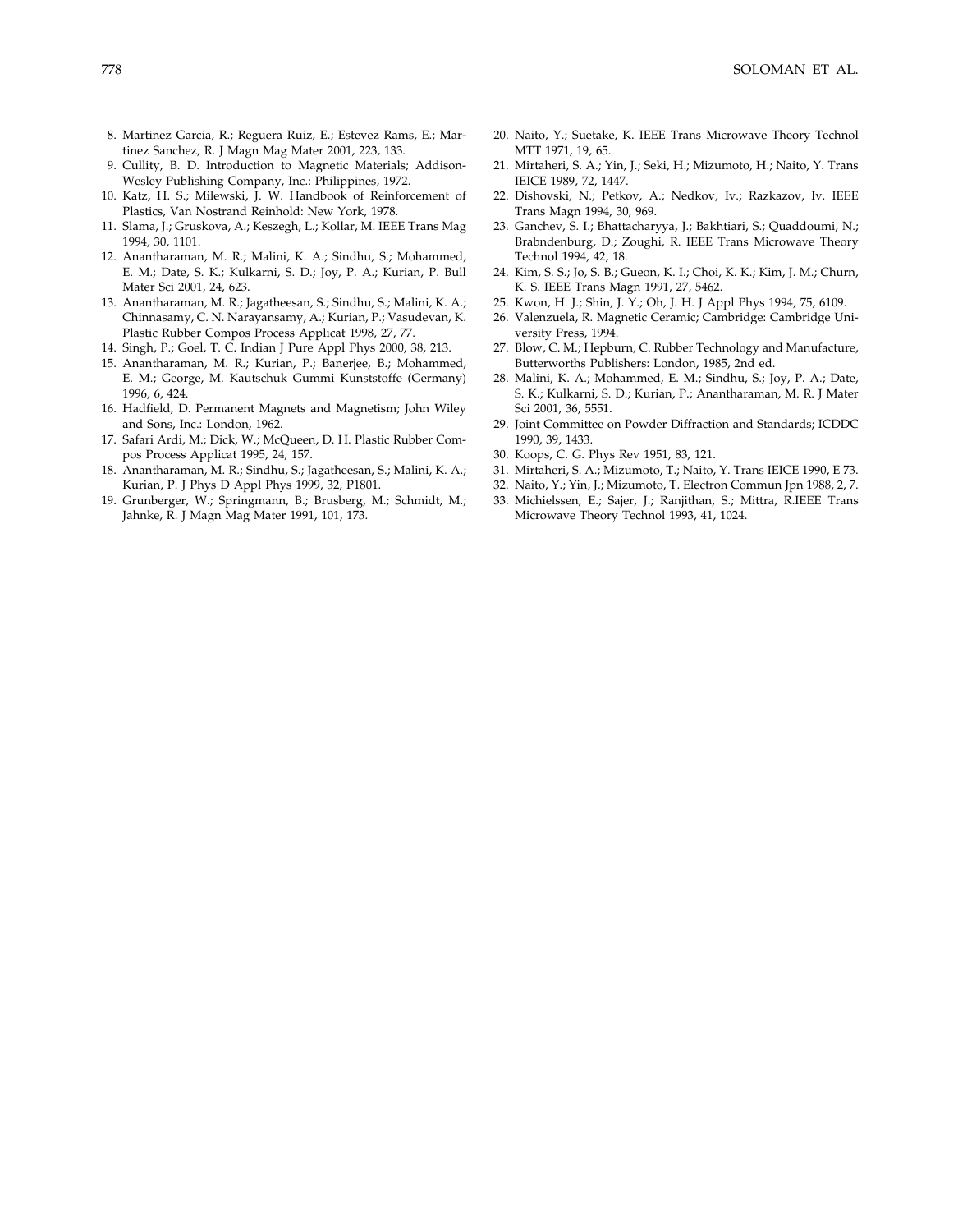8. Martinez Garcia, R.; Reguera Ruiz, E.; Estevez Rams, E.; Martinez Sanchez, R. J Magn Mag Mater 2001, 223, 133.
9. Cullity, B. D. Introduction to Magnetic Materials; Addison-Wesley Publishing Company, Inc.: Philippines, 1972.
10. Katz, H. S.; Milewski, J. W. Handbook of Reinforcement of Plastics, Van Nostrand Reinhold: New York, 1978.
11. Slama, J.; Gruskova, A.; Keszegh, L.; Kollar, M. IEEE Trans Mag 1994, 30, 1101.
12. Anantharaman, M. R.; Malini, K. A.; Sindhu, S.; Mohammed, E. M.; Date, S. K.; Kulkarni, S. D.; Joy, P. A.; Kurian, P. Bull Mater Sci 2001, 24, 623.
13. Anantharaman, M. R.; Jagatheesan, S.; Sindhu, S.; Malini, K. A.; Chinnasamy, C. N. Narayansamy, A.; Kurian, P.; Vasudevan, K. Plastic Rubber Compos Process Applicat 1998, 27, 77.
14. Singh, P.; Goel, T. C. Indian J Pure Appl Phys 2000, 38, 213.
15. Anantharaman, M. R.; Kurian, P.; Banerjee, B.; Mohammed, E. M.; George, M. Kautschuk Gummi Kunststoffe (Germany) 1996, 6, 424.
16. Hadfield, D. Permanent Magnets and Magnetism; John Wiley and Sons, Inc.: London, 1962.
17. Safari Ardi, M.; Dick, W.; McQueen, D. H. Plastic Rubber Compos Process Applicat 1995, 24, 157.
18. Anantharaman, M. R.; Sindhu, S.; Jagatheesan, S.; Malini, K. A.; Kurian, P. J Phys D Appl Phys 1999, 32, P1801.
19. Grunberger, W.; Springmann, B.; Brusberg, M.; Schmidt, M.; Jahnke, R. J Magn Mag Mater 1991, 101, 173.
20. Naito, Y.; Suetake, K. IEEE Trans Microwave Theory Technol MTT 1971, 19, 65.
21. Mirtaheri, S. A.; Yin, J.; Seki, H.; Mizumoto, H.; Naito, Y. Trans IEICE 1989, 72, 1447.
22. Dishovski, N.; Petkov, A.; Nedkov, Iv.; Razkazov, Iv. IEEE Trans Magn 1994, 30, 969.
23. Ganchev, S. I.; Bhattacharyya, J.; Bakhtiari, S.; Quaddoumi, N.; Brabndenburg, D.; Zoughi, R. IEEE Trans Microwave Theory Technol 1994, 42, 18.
24. Kim, S. S.; Jo, S. B.; Gueon, K. I.; Choi, K. K.; Kim, J. M.; Churn, K. S. IEEE Trans Magn 1991, 27, 5462.
25. Kwon, H. J.; Shin, J. Y.; Oh, J. H. J Appl Phys 1994, 75, 6109.
26. Valenzuela, R. Magnetic Ceramic; Cambridge: Cambridge University Press, 1994.
27. Blow, C. M.; Hepburn, C. Rubber Technology and Manufacture, Butterworths Publishers: London, 1985, 2nd ed.
28. Malini, K. A.; Mohammed, E. M.; Sindhu, S.; Joy, P. A.; Date, S. K.; Kulkarni, S. D.; Kurian, P.; Anantharaman, M. R. J Mater Sci 2001, 36, 5551.
29. Joint Committee on Powder Diffraction and Standards; ICDDC 1990, 39, 1433.
30. Koops, C. G. Phys Rev 1951, 83, 121.
31. Mirtaheri, S. A.; Mizumoto, T.; Naito, Y. Trans IEICE 1990, E 73.
32. Naito, Y.; Yin, J.; Mizumoto, T. Electron Commun Jpn 1988, 2, 7.
33. Michielssen, E.; Sajer, J.; Ranjithan, S.; Mittra, R.IEEE Trans Microwave Theory Technol 1993, 41, 1024.